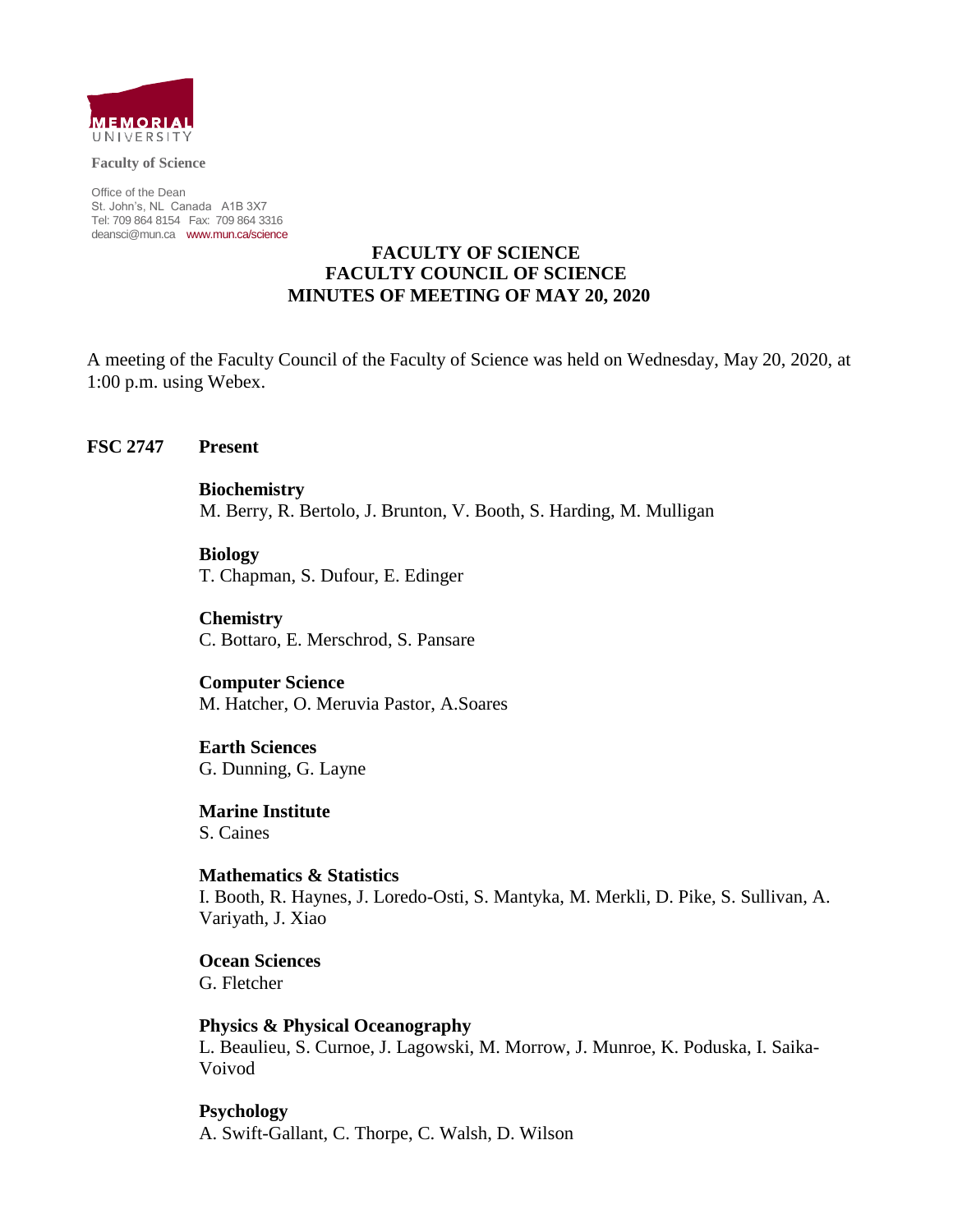MEMORIAL UNIVERSITY

**Faculty of Science**

Office of the Dean
St. John's, NL Canada A1B 3X7
Tel: 709 864 8154 Fax: 709 864 3316
deansci@mun.ca www.mun.ca/science

# FACULTY OF SCIENCE
# FACULTY COUNCIL OF SCIENCE
# MINUTES OF MEETING OF MAY 20, 2020

A meeting of the Faculty Council of the Faculty of Science was held on Wednesday, May 20, 2020, at 1:00 p.m. using Webex.

## FSC 2747 Present

**Biochemistry**
M. Berry, R. Bertolo, J. Brunton, V. Booth, S. Harding, M. Mulligan

**Biology**
T. Chapman, S. Dufour, E. Edinger

**Chemistry**
C. Bottaro, E. Merschrod, S. Pansare

**Computer Science**
M. Hatcher, O. Meruvia Pastor, A.Soares

**Earth Sciences**
G. Dunning, G. Layne

**Marine Institute**
S. Caines

**Mathematics & Statistics**
I. Booth, R. Haynes, J. Loredo-Osti, S. Mantyka, M. Merkli, D. Pike, S. Sullivan, A. Variyath, J. Xiao

**Ocean Sciences**
G. Fletcher

**Physics & Physical Oceanography**
L. Beaulieu, S. Curnoe, J. Lagowski, M. Morrow, J. Munroe, K. Poduska, I. Saika-Voivod

**Psychology**
A. Swift-Gallant, C. Thorpe, C. Walsh, D. Wilson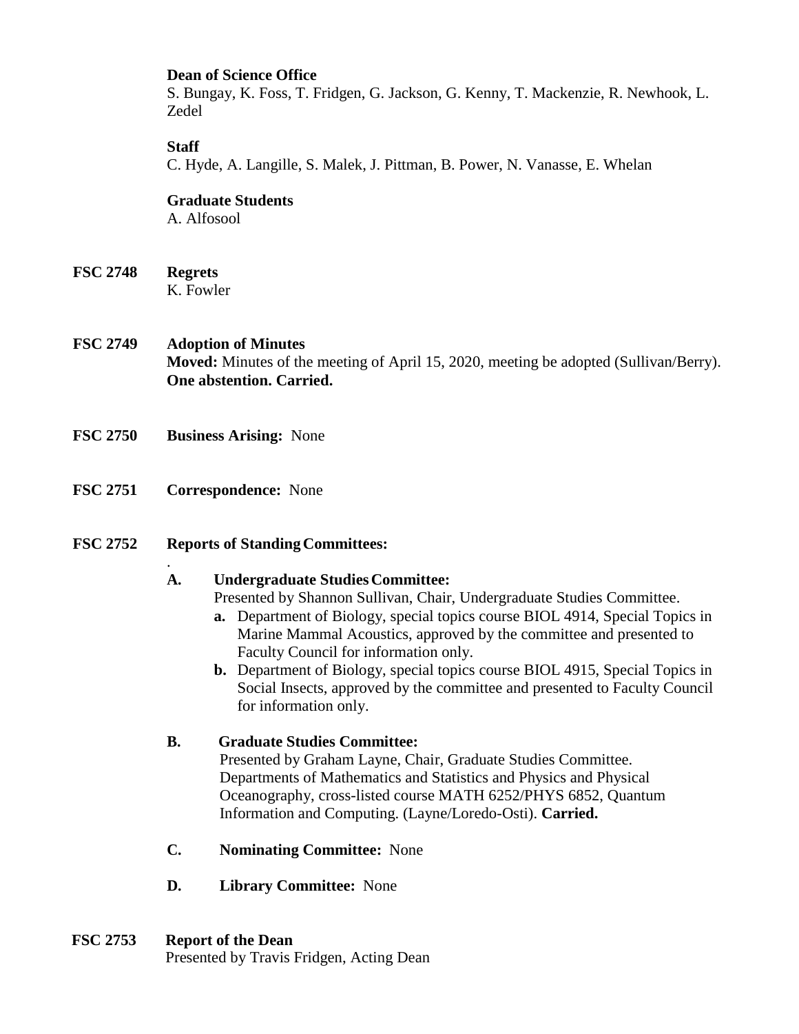**Dean of Science Office**
S. Bungay, K. Foss, T. Fridgen, G. Jackson, G. Kenny, T. Mackenzie, R. Newhook, L. Zedel

**Staff**
C. Hyde, A. Langille, S. Malek, J. Pittman, B. Power, N. Vanasse, E. Whelan

**Graduate Students**
A. Alfosool

**FSC 2748 Regrets**
K. Fowler

**FSC 2749 Adoption of Minutes**
**Moved:** Minutes of the meeting of April 15, 2020, meeting be adopted (Sullivan/Berry). **One abstention. Carried.**

**FSC 2750 Business Arising:** None

**FSC 2751 Correspondence:** None

**FSC 2752 Reports of Standing Committees:**

**A. Undergraduate Studies Committee:**
Presented by Shannon Sullivan, Chair, Undergraduate Studies Committee.

- **a.** Department of Biology, special topics course BIOL 4914, Special Topics in Marine Mammal Acoustics, approved by the committee and presented to Faculty Council for information only.
- **b.** Department of Biology, special topics course BIOL 4915, Special Topics in Social Insects, approved by the committee and presented to Faculty Council for information only.

**B. Graduate Studies Committee:**
Presented by Graham Layne, Chair, Graduate Studies Committee. Departments of Mathematics and Statistics and Physics and Physical Oceanography, cross-listed course MATH 6252/PHYS 6852, Quantum Information and Computing. (Layne/Loredo-Osti). **Carried.**

**C. Nominating Committee:** None

**D. Library Committee:** None

**FSC 2753 Report of the Dean**
Presented by Travis Fridgen, Acting Dean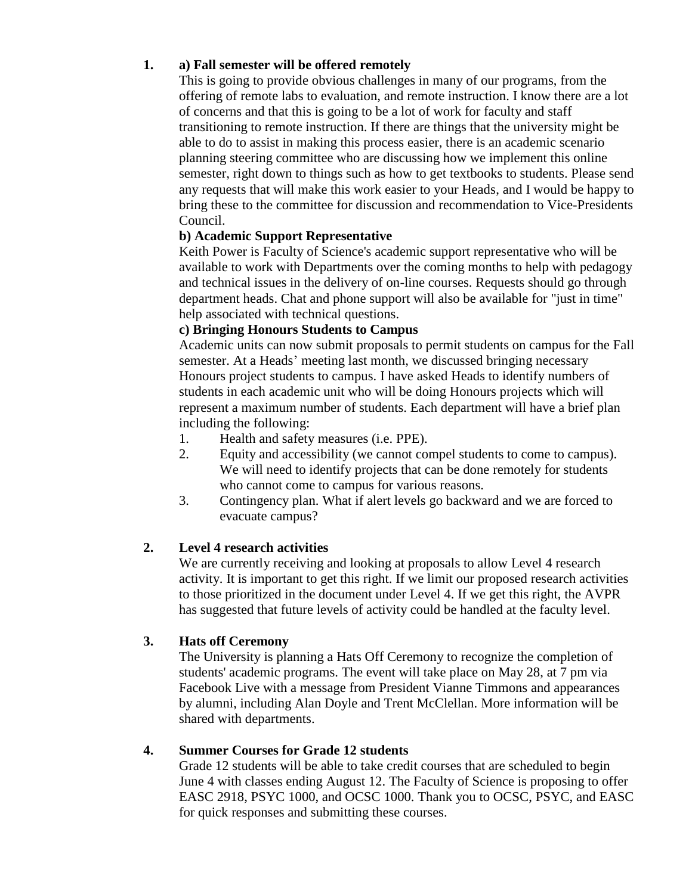1. **a) Fall semester will be offered remotely**

   This is going to provide obvious challenges in many of our programs, from the offering of remote labs to evaluation, and remote instruction. I know there are a lot of concerns and that this is going to be a lot of work for faculty and staff transitioning to remote instruction. If there are things that the university might be able to do to assist in making this process easier, there is an academic scenario planning steering committee who are discussing how we implement this online semester, right down to things such as how to get textbooks to students. Please send any requests that will make this work easier to your Heads, and I would be happy to bring these to the committee for discussion and recommendation to Vice-Presidents Council.

   **b) Academic Support Representative**

   Keith Power is Faculty of Science's academic support representative who will be available to work with Departments over the coming months to help with pedagogy and technical issues in the delivery of on-line courses. Requests should go through department heads. Chat and phone support will also be available for "just in time" help associated with technical questions.

   **c) Bringing Honours Students to Campus**

   Academic units can now submit proposals to permit students on campus for the Fall semester. At a Heads' meeting last month, we discussed bringing necessary Honours project students to campus. I have asked Heads to identify numbers of students in each academic unit who will be doing Honours projects which will represent a maximum number of students. Each department will have a brief plan including the following:

   1. Health and safety measures (i.e. PPE).
   2. Equity and accessibility (we cannot compel students to come to campus). We will need to identify projects that can be done remotely for students who cannot come to campus for various reasons.
   3. Contingency plan. What if alert levels go backward and we are forced to evacuate campus?

2. **Level 4 research activities**

   We are currently receiving and looking at proposals to allow Level 4 research activity. It is important to get this right. If we limit our proposed research activities to those prioritized in the document under Level 4. If we get this right, the AVPR has suggested that future levels of activity could be handled at the faculty level.

3. **Hats off Ceremony**

   The University is planning a Hats Off Ceremony to recognize the completion of students' academic programs. The event will take place on May 28, at 7 pm via Facebook Live with a message from President Vianne Timmons and appearances by alumni, including Alan Doyle and Trent McClellan. More information will be shared with departments.

4. **Summer Courses for Grade 12 students**

   Grade 12 students will be able to take credit courses that are scheduled to begin June 4 with classes ending August 12. The Faculty of Science is proposing to offer EASC 2918, PSYC 1000, and OCSC 1000. Thank you to OCSC, PSYC, and EASC for quick responses and submitting these courses.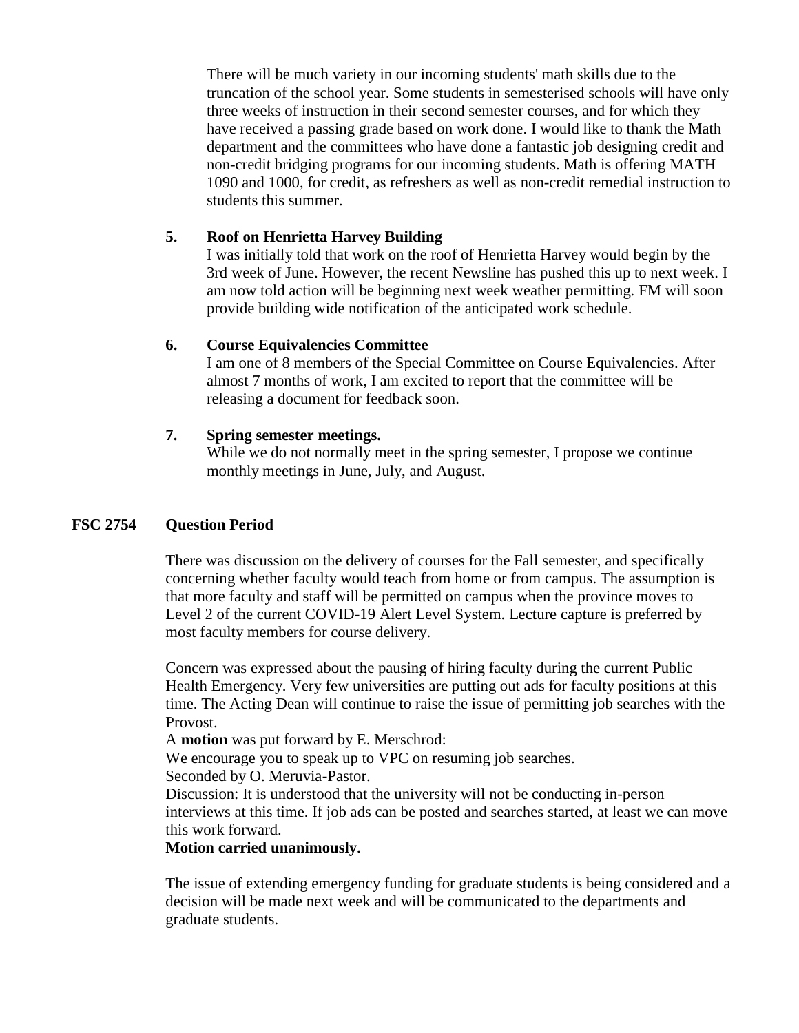There will be much variety in our incoming students' math skills due to the truncation of the school year. Some students in semesterised schools will have only three weeks of instruction in their second semester courses, and for which they have received a passing grade based on work done. I would like to thank the Math department and the committees who have done a fantastic job designing credit and non-credit bridging programs for our incoming students. Math is offering MATH 1090 and 1000, for credit, as refreshers as well as non-credit remedial instruction to students this summer.

**5. Roof on Henrietta Harvey Building**

I was initially told that work on the roof of Henrietta Harvey would begin by the 3rd week of June. However, the recent Newsline has pushed this up to next week. I am now told action will be beginning next week weather permitting. FM will soon provide building wide notification of the anticipated work schedule.

**6. Course Equivalencies Committee**

I am one of 8 members of the Special Committee on Course Equivalencies. After almost 7 months of work, I am excited to report that the committee will be releasing a document for feedback soon.

**7. Spring semester meetings.**

While we do not normally meet in the spring semester, I propose we continue monthly meetings in June, July, and August.

## FSC 2754 Question Period

There was discussion on the delivery of courses for the Fall semester, and specifically concerning whether faculty would teach from home or from campus. The assumption is that more faculty and staff will be permitted on campus when the province moves to Level 2 of the current COVID-19 Alert Level System. Lecture capture is preferred by most faculty members for course delivery.

Concern was expressed about the pausing of hiring faculty during the current Public Health Emergency. Very few universities are putting out ads for faculty positions at this time. The Acting Dean will continue to raise the issue of permitting job searches with the Provost.

A **motion** was put forward by E. Merschrod:

We encourage you to speak up to VPC on resuming job searches.

Seconded by O. Meruvia-Pastor.

Discussion: It is understood that the university will not be conducting in-person interviews at this time. If job ads can be posted and searches started, at least we can move this work forward.

**Motion carried unanimously.**

The issue of extending emergency funding for graduate students is being considered and a decision will be made next week and will be communicated to the departments and graduate students.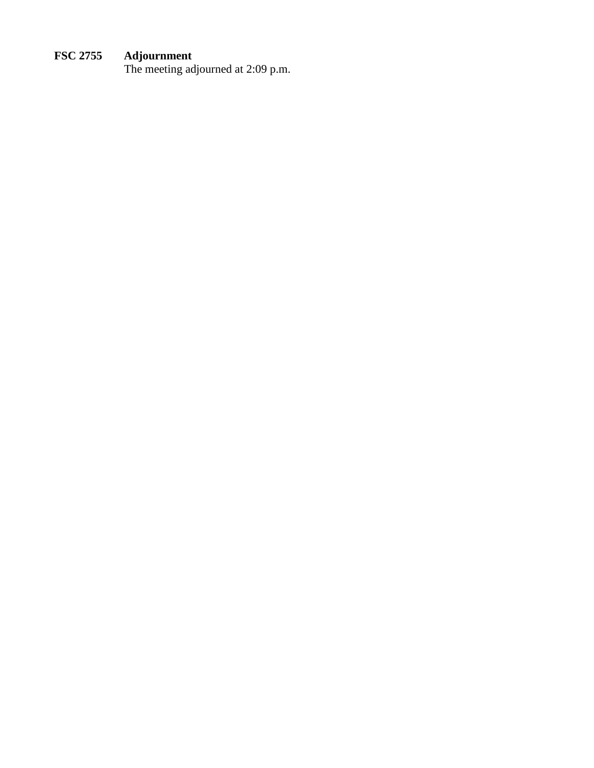**FSC 2755 Adjournment**

The meeting adjourned at 2:09 p.m.